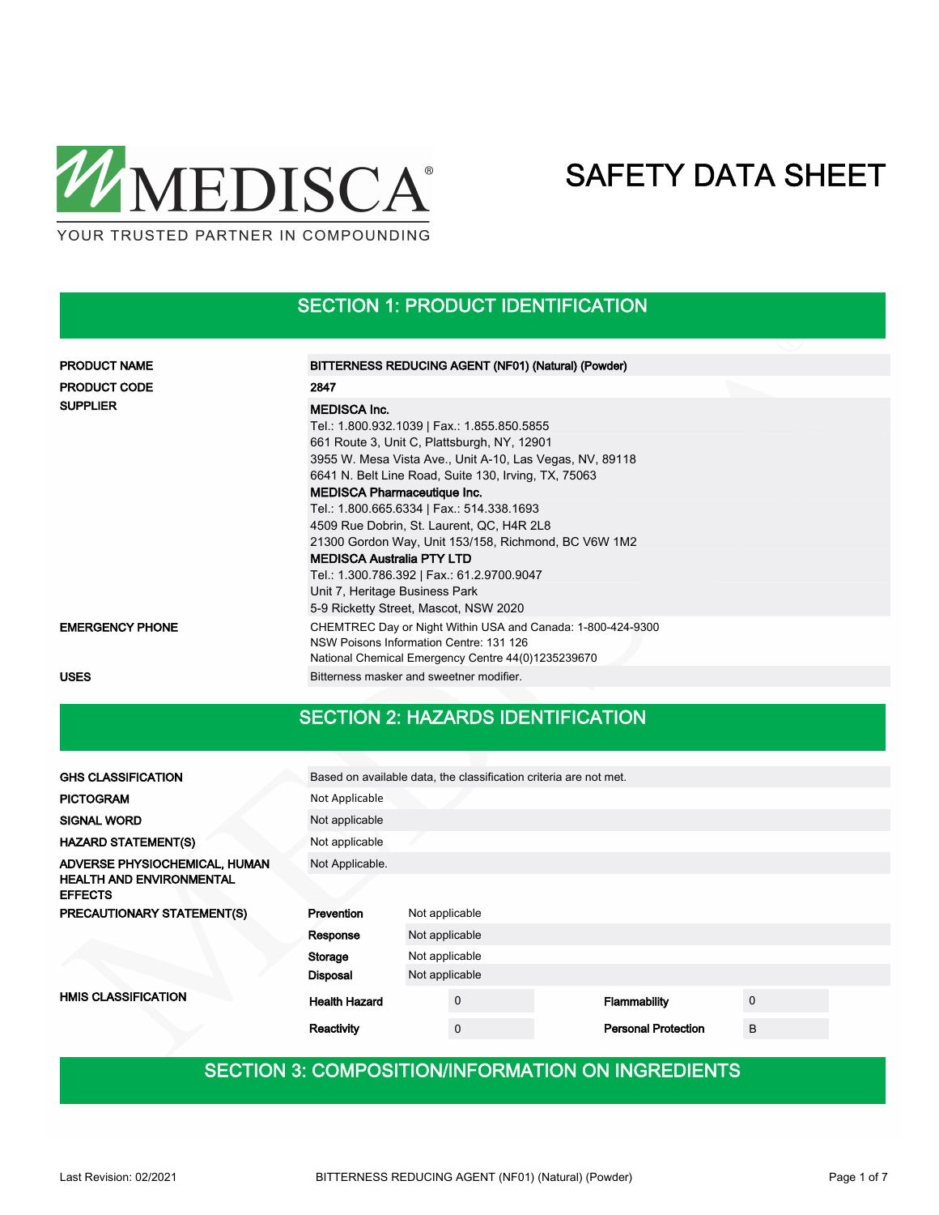MEDISCA®

YOUR TRUSTED PARTNER IN COMPOUNDING

# SAFETY DATA SHEET

## SECTION 1: PRODUCT IDENTIFICATION

| | |
|---|---|
| **PRODUCT NAME** | **BITTERNESS REDUCING AGENT (NF01) (Natural) (Powder)** |
| **PRODUCT CODE** | **2847** |
| **SUPPLIER** | **MEDISCA Inc.**<br>Tel.: 1.800.932.1039 \| Fax.: 1.855.850.5855<br>661 Route 3, Unit C, Plattsburgh, NY, 12901<br>3955 W. Mesa Vista Ave., Unit A-10, Las Vegas, NV, 89118<br>6641 N. Belt Line Road, Suite 130, Irving, TX, 75063<br>**MEDISCA Pharmaceutique Inc.**<br>Tel.: 1.800.665.6334 \| Fax.: 514.338.1693<br>4509 Rue Dobrin, St. Laurent, QC, H4R 2L8<br>21300 Gordon Way, Unit 153/158, Richmond, BC V6W 1M2<br>**MEDISCA Australia PTY LTD**<br>Tel.: 1.300.786.392 \| Fax.: 61.2.9700.9047<br>Unit 7, Heritage Business Park<br>5-9 Ricketty Street, Mascot, NSW 2020 |
| **EMERGENCY PHONE** | CHEMTREC Day or Night Within USA and Canada: 1-800-424-9300<br>NSW Poisons Information Centre: 131 126<br>National Chemical Emergency Centre 44(0)1235239670 |
| **USES** | Bitterness masker and sweetner modifier. |

## SECTION 2: HAZARDS IDENTIFICATION

| | |
|---|---|
| **GHS CLASSIFICATION** | Based on available data, the classification criteria are not met. |
| **PICTOGRAM** | Not Applicable |
| **SIGNAL WORD** | Not applicable |
| **HAZARD STATEMENT(S)** | Not applicable |
| **ADVERSE PHYSIOCHEMICAL, HUMAN HEALTH AND ENVIRONMENTAL EFFECTS** | Not Applicable. |

**PRECAUTIONARY STATEMENT(S)**

| | |
|---|---|
| **Prevention** | Not applicable |
| **Response** | Not applicable |
| **Storage** | Not applicable |
| **Disposal** | Not applicable |

**HMIS CLASSIFICATION**

| | | | |
|---|---|---|---|
| **Health Hazard** | 0 | **Flammability** | 0 |
| **Reactivity** | 0 | **Personal Protection** | B |

## SECTION 3: COMPOSITION/INFORMATION ON INGREDIENTS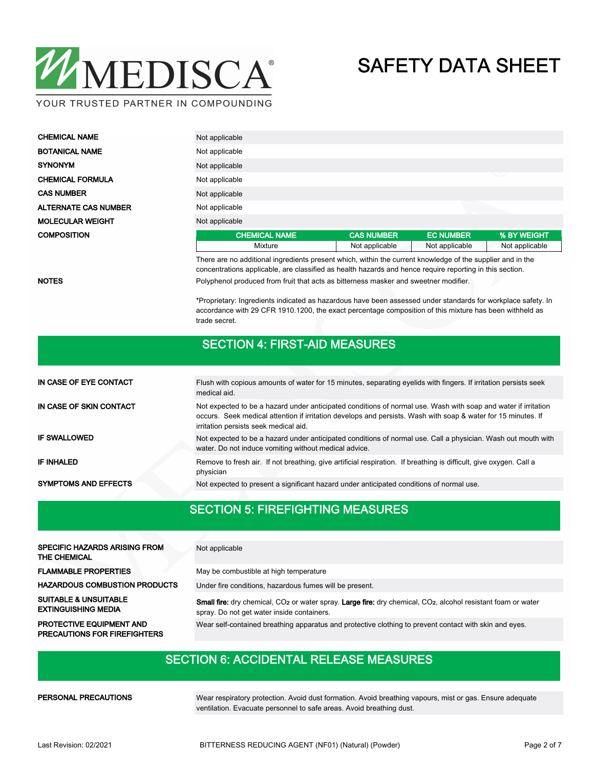| | |
|---|---|
| **CHEMICAL NAME** | Not applicable |
| **BOTANICAL NAME** | Not applicable |
| **SYNONYM** | Not applicable |
| **CHEMICAL FORMULA** | Not applicable |
| **CAS NUMBER** | Not applicable |
| **ALTERNATE CAS NUMBER** | Not applicable |
| **MOLECULAR WEIGHT** | Not applicable |

**COMPOSITION**

| CHEMICAL NAME | CAS NUMBER | EC NUMBER | % BY WEIGHT |
|---|---|---|---|
| Mixture | Not applicable | Not applicable | Not applicable |

There are no additional ingredients present which, within the current knowledge of the supplier and in the concentrations applicable, are classified as health hazards and hence require reporting in this section.

**NOTES**

Polyphenol produced from fruit that acts as bitterness masker and sweetner modifier.

*Proprietary: Ingredients indicated as hazardous have been assessed under standards for workplace safety. In accordance with 29 CFR 1910.1200, the exact percentage composition of this mixture has been withheld as trade secret.

## SECTION 4: FIRST-AID MEASURES

| | |
|---|---|
| **IN CASE OF EYE CONTACT** | Flush with copious amounts of water for 15 minutes, separating eyelids with fingers. If irritation persists seek medical aid. |
| **IN CASE OF SKIN CONTACT** | Not expected to be a hazard under anticipated conditions of normal use. Wash with soap and water if irritation occurs. Seek medical attention if irritation develops and persists. Wash with soap & water for 15 minutes. If irritation persists seek medical aid. |
| **IF SWALLOWED** | Not expected to be a hazard under anticipated conditions of normal use. Call a physician. Wash out mouth with water. Do not induce vomiting without medical advice. |
| **IF INHALED** | Remove to fresh air. If not breathing, give artificial respiration. If breathing is difficult, give oxygen. Call a physician |
| **SYMPTOMS AND EFFECTS** | Not expected to present a significant hazard under anticipated conditions of normal use. |

## SECTION 5: FIREFIGHTING MEASURES

| | |
|---|---|
| **SPECIFIC HAZARDS ARISING FROM THE CHEMICAL** | Not applicable |
| **FLAMMABLE PROPERTIES** | May be combustible at high temperature |
| **HAZARDOUS COMBUSTION PRODUCTS** | Under fire conditions, hazardous fumes will be present. |
| **SUITABLE & UNSUITABLE EXTINGUISHING MEDIA** | **Small fire:** dry chemical, $CO_2$ or water spray. **Large fire:** dry chemical, $CO_2$, alcohol resistant foam or water spray. Do not get water inside containers. |
| **PROTECTIVE EQUIPMENT AND PRECAUTIONS FOR FIREFIGHTERS** | Wear self-contained breathing apparatus and protective clothing to prevent contact with skin and eyes. |

## SECTION 6: ACCIDENTAL RELEASE MEASURES

| | |
|---|---|
| **PERSONAL PRECAUTIONS** | Wear respiratory protection. Avoid dust formation. Avoid breathing vapours, mist or gas. Ensure adequate ventilation. Evacuate personnel to safe areas. Avoid breathing dust. |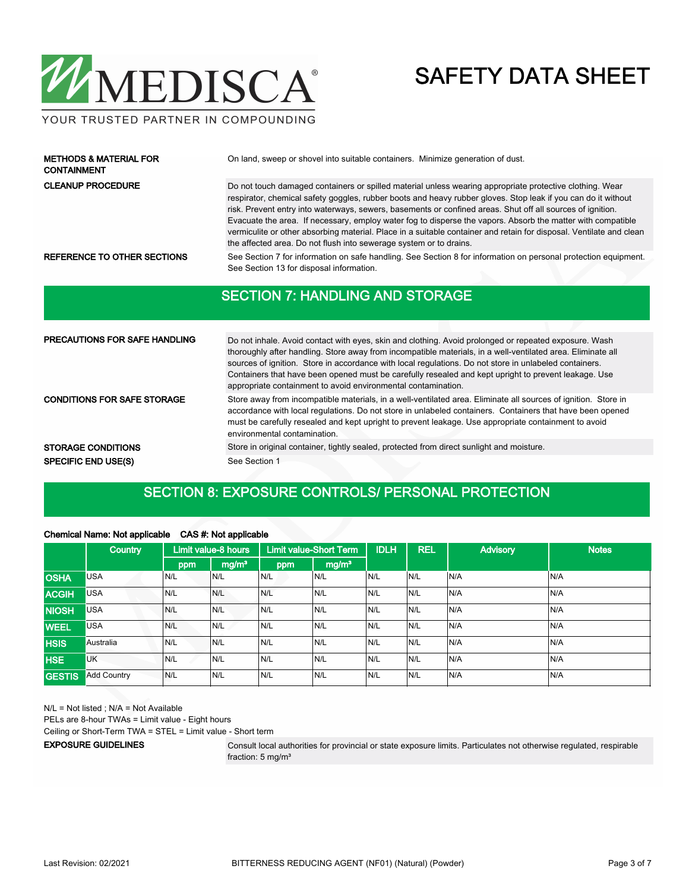| | |
|---|---|
| **METHODS & MATERIAL FOR CONTAINMENT** | On land, sweep or shovel into suitable containers. Minimize generation of dust. |
| **CLEANUP PROCEDURE** | Do not touch damaged containers or spilled material unless wearing appropriate protective clothing. Wear respirator, chemical safety goggles, rubber boots and heavy rubber gloves. Stop leak if you can do it without risk. Prevent entry into waterways, sewers, basements or confined areas. Shut off all sources of ignition. Evacuate the area. If necessary, employ water fog to disperse the vapors. Absorb the matter with compatible vermiculite or other absorbing material. Place in a suitable container and retain for disposal. Ventilate and clean the affected area. Do not flush into sewerage system or to drains. |
| **REFERENCE TO OTHER SECTIONS** | See Section 7 for information on safe handling. See Section 8 for information on personal protection equipment. See Section 13 for disposal information. |

## SECTION 7: HANDLING AND STORAGE

| | |
|---|---|
| **PRECAUTIONS FOR SAFE HANDLING** | Do not inhale. Avoid contact with eyes, skin and clothing. Avoid prolonged or repeated exposure. Wash thoroughly after handling. Store away from incompatible materials, in a well-ventilated area. Eliminate all sources of ignition. Store in accordance with local regulations. Do not store in unlabeled containers. Containers that have been opened must be carefully resealed and kept upright to prevent leakage. Use appropriate containment to avoid environmental contamination. |
| **CONDITIONS FOR SAFE STORAGE** | Store away from incompatible materials, in a well-ventilated area. Eliminate all sources of ignition. Store in accordance with local regulations. Do not store in unlabeled containers. Containers that have been opened must be carefully resealed and kept upright to prevent leakage. Use appropriate containment to avoid environmental contamination. |
| **STORAGE CONDITIONS** | Store in original container, tightly sealed, protected from direct sunlight and moisture. |
| **SPECIFIC END USE(S)** | See Section 1 |

## SECTION 8: EXPOSURE CONTROLS/ PERSONAL PROTECTION

**Chemical Name: Not applicable CAS #: Not applicable**

| | Country | Limit value-8 hours | | Limit value-Short Term | | IDLH | REL | Advisory | Notes |
|---|---|---|---|---|---|---|---|---|---|
| | | ppm | mg/m³ | ppm | mg/m³ | | | | |
| **OSHA** | USA | N/L | N/L | N/L | N/L | N/L | N/L | N/A | N/A |
| **ACGIH** | USA | N/L | N/L | N/L | N/L | N/L | N/L | N/A | N/A |
| **NIOSH** | USA | N/L | N/L | N/L | N/L | N/L | N/L | N/A | N/A |
| **WEEL** | USA | N/L | N/L | N/L | N/L | N/L | N/L | N/A | N/A |
| **HSIS** | Australia | N/L | N/L | N/L | N/L | N/L | N/L | N/A | N/A |
| **HSE** | UK | N/L | N/L | N/L | N/L | N/L | N/L | N/A | N/A |
| **GESTIS** | Add Country | N/L | N/L | N/L | N/L | N/L | N/L | N/A | N/A |

N/L = Not listed ; N/A = Not Available

PELs are 8-hour TWAs = Limit value - Eight hours

Ceiling or Short-Term TWA = STEL = Limit value - Short term

| | |
|---|---|
| **EXPOSURE GUIDELINES** | Consult local authorities for provincial or state exposure limits. Particulates not otherwise regulated, respirable fraction: 5 mg/m³ |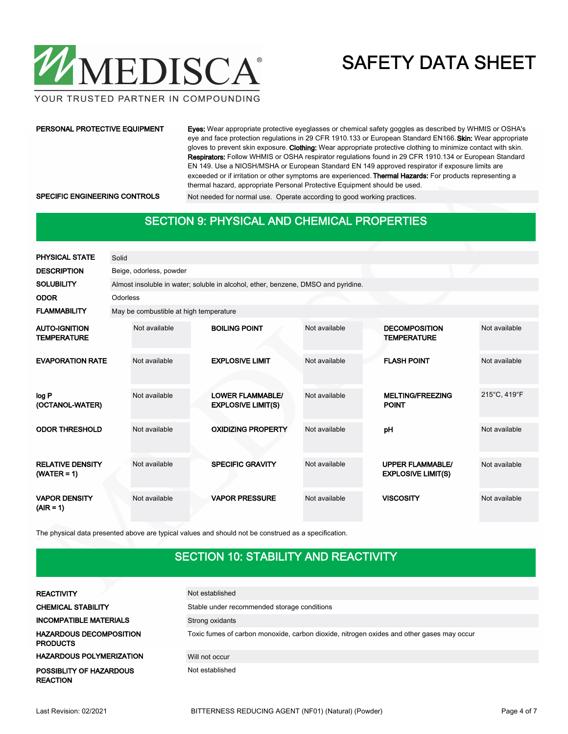| | |
|---|---|
| **PERSONAL PROTECTIVE EQUIPMENT** | **Eyes:** Wear appropriate protective eyeglasses or chemical safety goggles as described by WHMIS or OSHA's eye and face protection regulations in 29 CFR 1910.133 or European Standard EN166. **Skin:** Wear appropriate gloves to prevent skin exposure. **Clothing:** Wear appropriate protective clothing to minimize contact with skin. **Respirators:** Follow WHMIS or OSHA respirator regulations found in 29 CFR 1910.134 or European Standard EN 149. Use a NIOSH/MSHA or European Standard EN 149 approved respirator if exposure limits are exceeded or if irritation or other symptoms are experienced. **Thermal Hazards:** For products representing a thermal hazard, appropriate Personal Protective Equipment should be used. |
| **SPECIFIC ENGINEERING CONTROLS** | Not needed for normal use. Operate according to good working practices. |

## SECTION 9: PHYSICAL AND CHEMICAL PROPERTIES

| | |
|---|---|
| **PHYSICAL STATE** | Solid |
| **DESCRIPTION** | Beige, odorless, powder |
| **SOLUBILITY** | Almost insoluble in water; soluble in alcohol, ether, benzene, DMSO and pyridine. |
| **ODOR** | Odorless |
| **FLAMMABILITY** | May be combustible at high temperature |

| | | | | | |
|---|---|---|---|---|---|
| **AUTO-IGNITION TEMPERATURE** | Not available | **BOILING POINT** | Not available | **DECOMPOSITION TEMPERATURE** | Not available |
| **EVAPORATION RATE** | Not available | **EXPLOSIVE LIMIT** | Not available | **FLASH POINT** | Not available |
| **log P (OCTANOL-WATER)** | Not available | **LOWER FLAMMABLE/ EXPLOSIVE LIMIT(S)** | Not available | **MELTING/FREEZING POINT** | 215°C, 419°F |
| **ODOR THRESHOLD** | Not available | **OXIDIZING PROPERTY** | Not available | **pH** | Not available |
| **RELATIVE DENSITY (WATER = 1)** | Not available | **SPECIFIC GRAVITY** | Not available | **UPPER FLAMMABLE/ EXPLOSIVE LIMIT(S)** | Not available |
| **VAPOR DENSITY (AIR = 1)** | Not available | **VAPOR PRESSURE** | Not available | **VISCOSITY** | Not available |

The physical data presented above are typical values and should not be construed as a specification.

## SECTION 10: STABILITY AND REACTIVITY

| | |
|---|---|
| **REACTIVITY** | Not established |
| **CHEMICAL STABILITY** | Stable under recommended storage conditions |
| **INCOMPATIBLE MATERIALS** | Strong oxidants |
| **HAZARDOUS DECOMPOSITION PRODUCTS** | Toxic fumes of carbon monoxide, carbon dioxide, nitrogen oxides and other gases may occur |
| **HAZARDOUS POLYMERIZATION** | Will not occur |
| **POSSIBLITY OF HAZARDOUS REACTION** | Not established |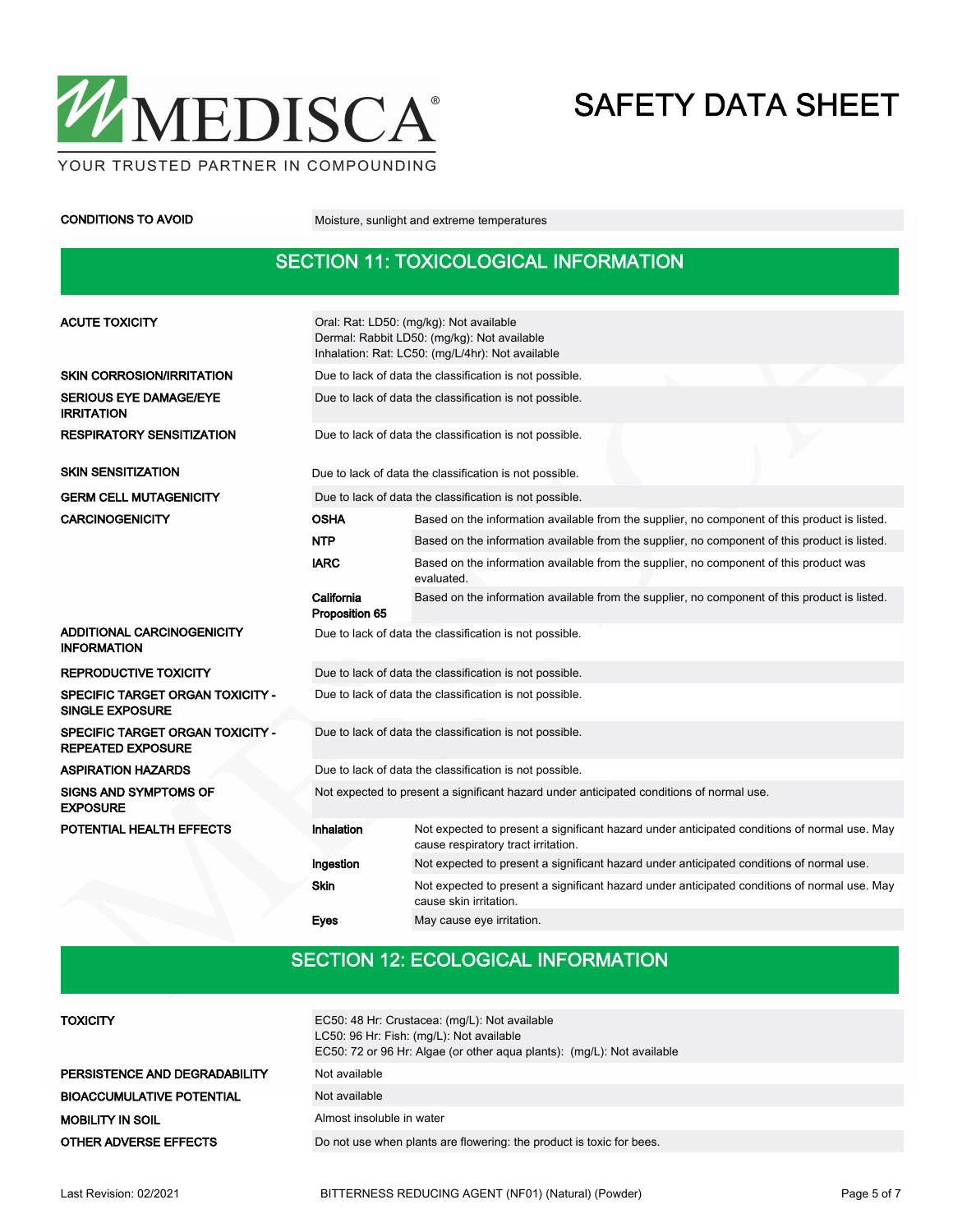| | |
|---|---|
| **CONDITIONS TO AVOID** | Moisture, sunlight and extreme temperatures |

## SECTION 11: TOXICOLOGICAL INFORMATION

| | | |
|---|---|---|
| **ACUTE TOXICITY** | Oral: Rat: LD50: (mg/kg): Not available<br>Dermal: Rabbit LD50: (mg/kg): Not available<br>Inhalation: Rat: LC50: (mg/L/4hr): Not available | |
| **SKIN CORROSION/IRRITATION** | Due to lack of data the classification is not possible. | |
| **SERIOUS EYE DAMAGE/EYE IRRITATION** | Due to lack of data the classification is not possible. | |
| **RESPIRATORY SENSITIZATION** | Due to lack of data the classification is not possible. | |
| **SKIN SENSITIZATION** | Due to lack of data the classification is not possible. | |
| **GERM CELL MUTAGENICITY** | Due to lack of data the classification is not possible. | |
| **CARCINOGENICITY** | **OSHA** | Based on the information available from the supplier, no component of this product is listed. |
| | **NTP** | Based on the information available from the supplier, no component of this product is listed. |
| | **IARC** | Based on the information available from the supplier, no component of this product was evaluated. |
| | **California Proposition 65** | Based on the information available from the supplier, no component of this product is listed. |
| **ADDITIONAL CARCINOGENICITY INFORMATION** | Due to lack of data the classification is not possible. | |
| **REPRODUCTIVE TOXICITY** | Due to lack of data the classification is not possible. | |
| **SPECIFIC TARGET ORGAN TOXICITY - SINGLE EXPOSURE** | Due to lack of data the classification is not possible. | |
| **SPECIFIC TARGET ORGAN TOXICITY - REPEATED EXPOSURE** | Due to lack of data the classification is not possible. | |
| **ASPIRATION HAZARDS** | Due to lack of data the classification is not possible. | |
| **SIGNS AND SYMPTOMS OF EXPOSURE** | Not expected to present a significant hazard under anticipated conditions of normal use. | |
| **POTENTIAL HEALTH EFFECTS** | **Inhalation** | Not expected to present a significant hazard under anticipated conditions of normal use. May cause respiratory tract irritation. |
| | **Ingestion** | Not expected to present a significant hazard under anticipated conditions of normal use. |
| | **Skin** | Not expected to present a significant hazard under anticipated conditions of normal use. May cause skin irritation. |
| | **Eyes** | May cause eye irritation. |

## SECTION 12: ECOLOGICAL INFORMATION

| | |
|---|---|
| **TOXICITY** | EC50: 48 Hr: Crustacea: (mg/L): Not available<br>LC50: 96 Hr: Fish: (mg/L): Not available<br>EC50: 72 or 96 Hr: Algae (or other aqua plants): (mg/L): Not available |
| **PERSISTENCE AND DEGRADABILITY** | Not available |
| **BIOACCUMULATIVE POTENTIAL** | Not available |
| **MOBILITY IN SOIL** | Almost insoluble in water |
| **OTHER ADVERSE EFFECTS** | Do not use when plants are flowering: the product is toxic for bees. |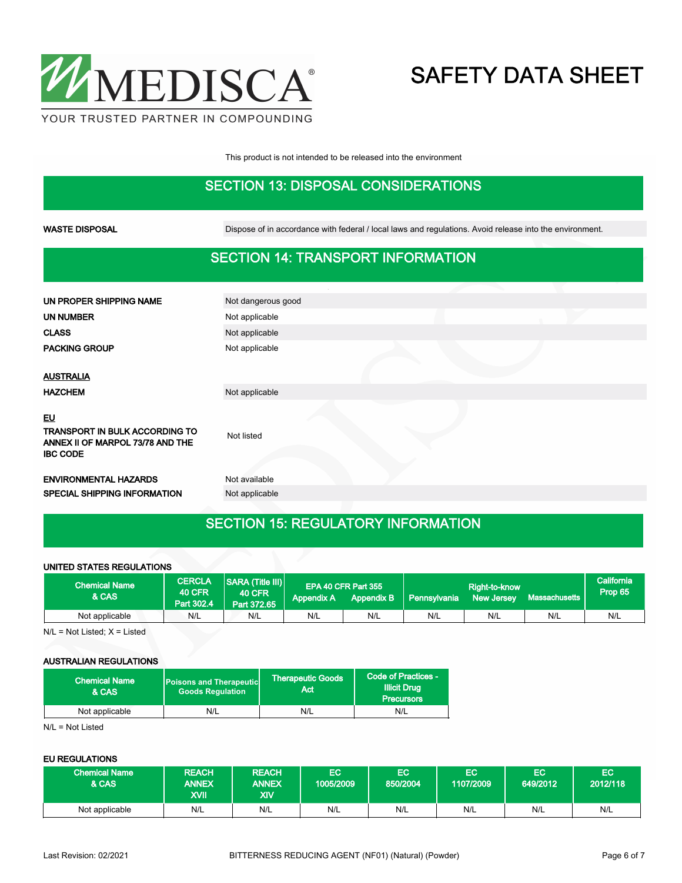This product is not intended to be released into the environment

## SECTION 13: DISPOSAL CONSIDERATIONS

| | |
|---|---|
| **WASTE DISPOSAL** | Dispose of in accordance with federal / local laws and regulations. Avoid release into the environment. |

## SECTION 14: TRANSPORT INFORMATION

| | |
|---|---|
| **UN PROPER SHIPPING NAME** | Not dangerous good |
| **UN NUMBER** | Not applicable |
| **CLASS** | Not applicable |
| **PACKING GROUP** | Not applicable |

**AUSTRALIA**

| | |
|---|---|
| **HAZCHEM** | Not applicable |

**EU**

| | |
|---|---|
| **TRANSPORT IN BULK ACCORDING TO ANNEX II OF MARPOL 73/78 AND THE IBC CODE** | Not listed |
| **ENVIRONMENTAL HAZARDS** | Not available |
| **SPECIAL SHIPPING INFORMATION** | Not applicable |

## SECTION 15: REGULATORY INFORMATION

**UNITED STATES REGULATIONS**

| Chemical Name & CAS | CERCLA 40 CFR Part 302.4 | SARA (Title III) 40 CFR Part 372.65 | EPA 40 CFR Part 355 Appendix A | EPA 40 CFR Part 355 Appendix B | Right-to-know Pennsylvania | Right-to-know New Jersey | Right-to-know Massachusetts | California Prop 65 |
|---|---|---|---|---|---|---|---|---|
| Not applicable | N/L | N/L | N/L | N/L | N/L | N/L | N/L | N/L |

N/L = Not Listed; X = Listed

**AUSTRALIAN REGULATIONS**

| Chemical Name & CAS | Poisons and Therapeutic Goods Regulation | Therapeutic Goods Act | Code of Practices - Illicit Drug Precursors |
|---|---|---|---|
| Not applicable | N/L | N/L | N/L |

N/L = Not Listed

**EU REGULATIONS**

| Chemical Name & CAS | REACH ANNEX XVII | REACH ANNEX XIV | EC 1005/2009 | EC 850/2004 | EC 1107/2009 | EC 649/2012 | EC 2012/118 |
|---|---|---|---|---|---|---|---|
| Not applicable | N/L | N/L | N/L | N/L | N/L | N/L | N/L |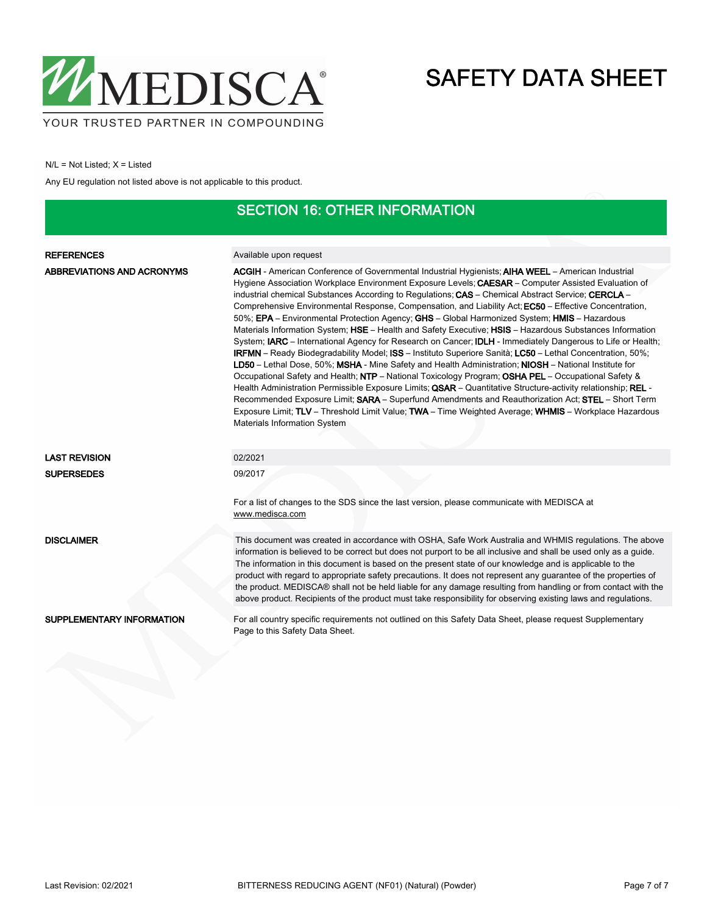N/L = Not Listed; X = Listed

Any EU regulation not listed above is not applicable to this product.

## SECTION 16: OTHER INFORMATION

**REFERENCES**

Available upon request

**ABBREVIATIONS AND ACRONYMS**

**ACGIH** - American Conference of Governmental Industrial Hygienists; **AIHA WEEL** – American Industrial Hygiene Association Workplace Environment Exposure Levels; **CAESAR** – Computer Assisted Evaluation of industrial chemical Substances According to Regulations; **CAS** – Chemical Abstract Service; **CERCLA** – Comprehensive Environmental Response, Compensation, and Liability Act; **EC50** – Effective Concentration, 50%; **EPA** – Environmental Protection Agency; **GHS** – Global Harmonized System; **HMIS** – Hazardous Materials Information System; **HSE** – Health and Safety Executive; **HSIS** – Hazardous Substances Information System; **IARC** – International Agency for Research on Cancer; **IDLH** - Immediately Dangerous to Life or Health; **IRFMN** – Ready Biodegradability Model; **ISS** – Instituto Superiore Sanità; **LC50** – Lethal Concentration, 50%; **LD50** – Lethal Dose, 50%; **MSHA** - Mine Safety and Health Administration; **NIOSH** – National Institute for Occupational Safety and Health; **NTP** – National Toxicology Program; **OSHA PEL** – Occupational Safety & Health Administration Permissible Exposure Limits; **QSAR** – Quantitative Structure-activity relationship; **REL** - Recommended Exposure Limit; **SARA** – Superfund Amendments and Reauthorization Act; **STEL** – Short Term Exposure Limit; **TLV** – Threshold Limit Value; **TWA** – Time Weighted Average; **WHMIS** – Workplace Hazardous Materials Information System

**LAST REVISION**

02/2021

**SUPERSEDES**

09/2017

For a list of changes to the SDS since the last version, please communicate with MEDISCA at www.medisca.com

**DISCLAIMER**

This document was created in accordance with OSHA, Safe Work Australia and WHMIS regulations. The above information is believed to be correct but does not purport to be all inclusive and shall be used only as a guide. The information in this document is based on the present state of our knowledge and is applicable to the product with regard to appropriate safety precautions. It does not represent any guarantee of the properties of the product. MEDISCA® shall not be held liable for any damage resulting from handling or from contact with the above product. Recipients of the product must take responsibility for observing existing laws and regulations.

**SUPPLEMENTARY INFORMATION**

For all country specific requirements not outlined on this Safety Data Sheet, please request Supplementary Page to this Safety Data Sheet.